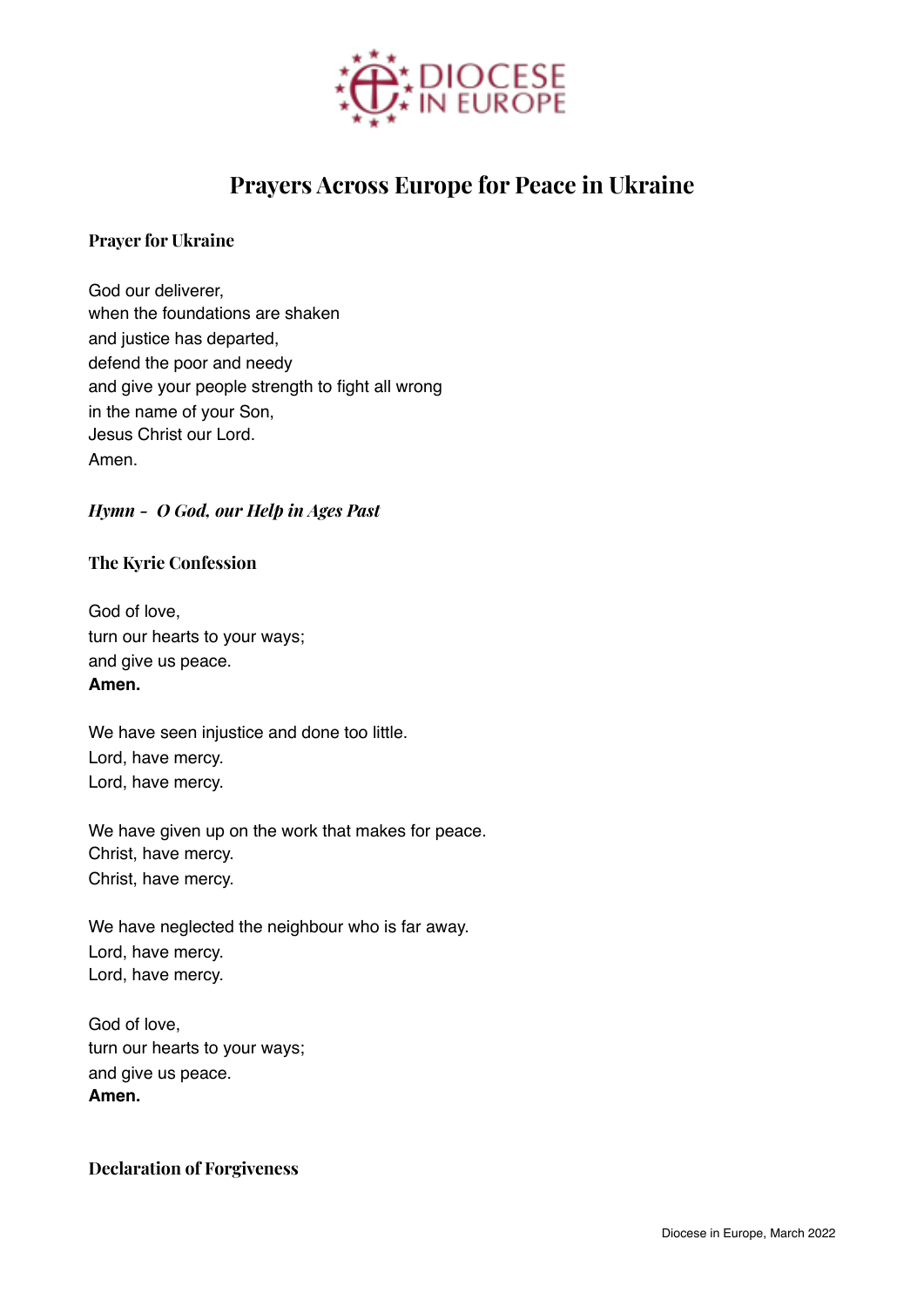DIOCESE IN EUROPE

# Prayers Across Europe for Peace in Ukraine

### Prayer for Ukraine

God our deliverer,
when the foundations are shaken
and justice has departed,
defend the poor and needy
and give your people strength to fight all wrong
in the name of your Son,
Jesus Christ our Lord.
Amen.

### *Hymn - O God, our Help in Ages Past*

### The Kyrie Confession

God of love,
turn our hearts to your ways;
and give us peace.
**Amen.**

We have seen injustice and done too little.
Lord, have mercy.
Lord, have mercy.

We have given up on the work that makes for peace.
Christ, have mercy.
Christ, have mercy.

We have neglected the neighbour who is far away.
Lord, have mercy.
Lord, have mercy.

God of love,
turn our hearts to your ways;
and give us peace.
**Amen.**

### Declaration of Forgiveness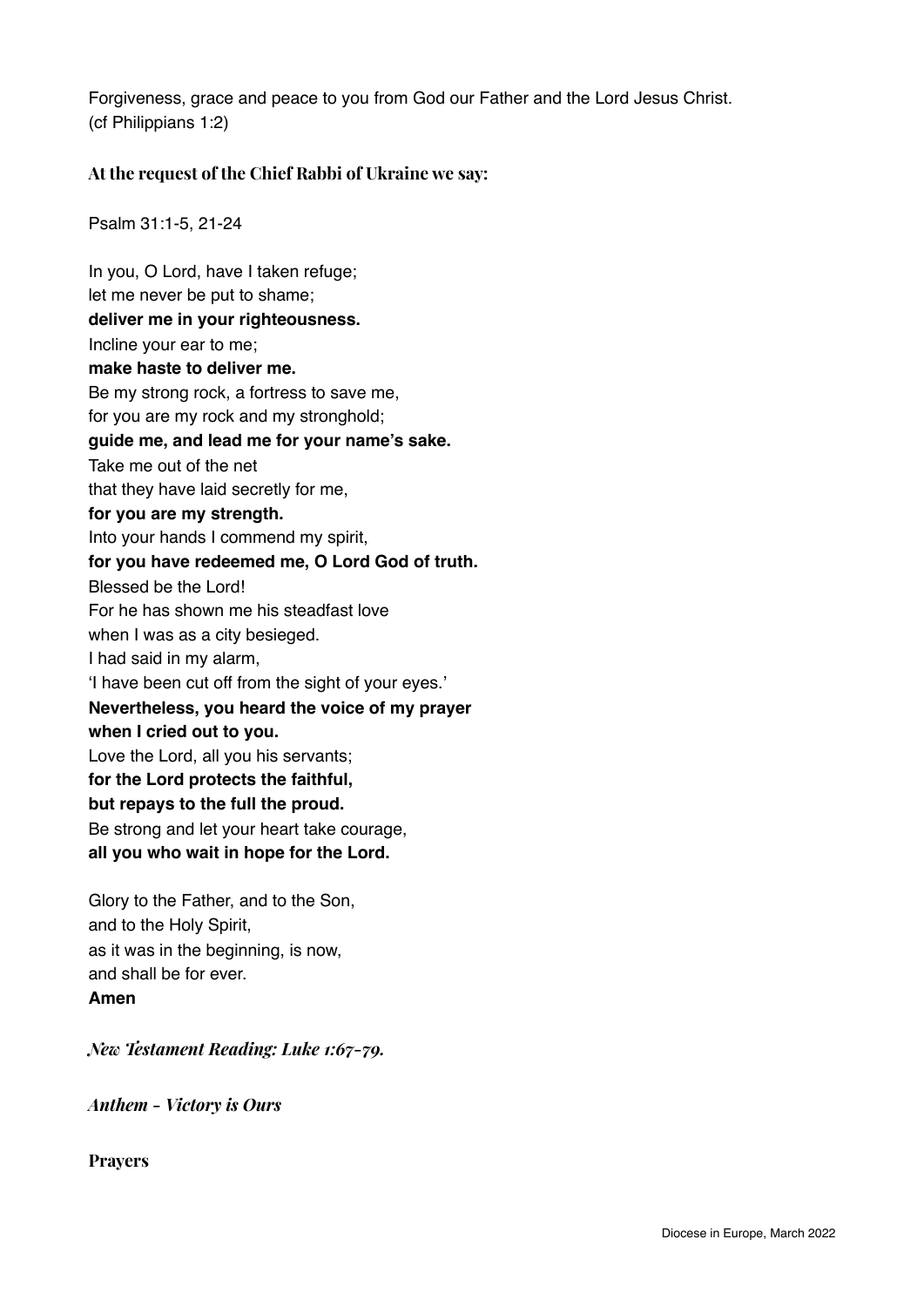Forgiveness, grace and peace to you from God our Father and the Lord Jesus Christ.
(cf Philippians 1:2)

### At the request of the Chief Rabbi of Ukraine we say:

Psalm 31:1-5, 21-24

In you, O Lord, have I taken refuge;
let me never be put to shame;
**deliver me in your righteousness.**
Incline your ear to me;
**make haste to deliver me.**
Be my strong rock, a fortress to save me,
for you are my rock and my stronghold;
**guide me, and lead me for your name's sake.**
Take me out of the net
that they have laid secretly for me,
**for you are my strength.**
Into your hands I commend my spirit,
**for you have redeemed me, O Lord God of truth.**
Blessed be the Lord!
For he has shown me his steadfast love
when I was as a city besieged.
I had said in my alarm,
'I have been cut off from the sight of your eyes.'
**Nevertheless, you heard the voice of my prayer**
**when I cried out to you.**
Love the Lord, all you his servants;
**for the Lord protects the faithful,**
**but repays to the full the proud.**
Be strong and let your heart take courage,
**all you who wait in hope for the Lord.**

Glory to the Father, and to the Son,
and to the Holy Spirit,
as it was in the beginning, is now,
and shall be for ever.
**Amen**

***New Testament Reading: Luke 1:67-79.***

***Anthem - Victory is Ours***

### Prayers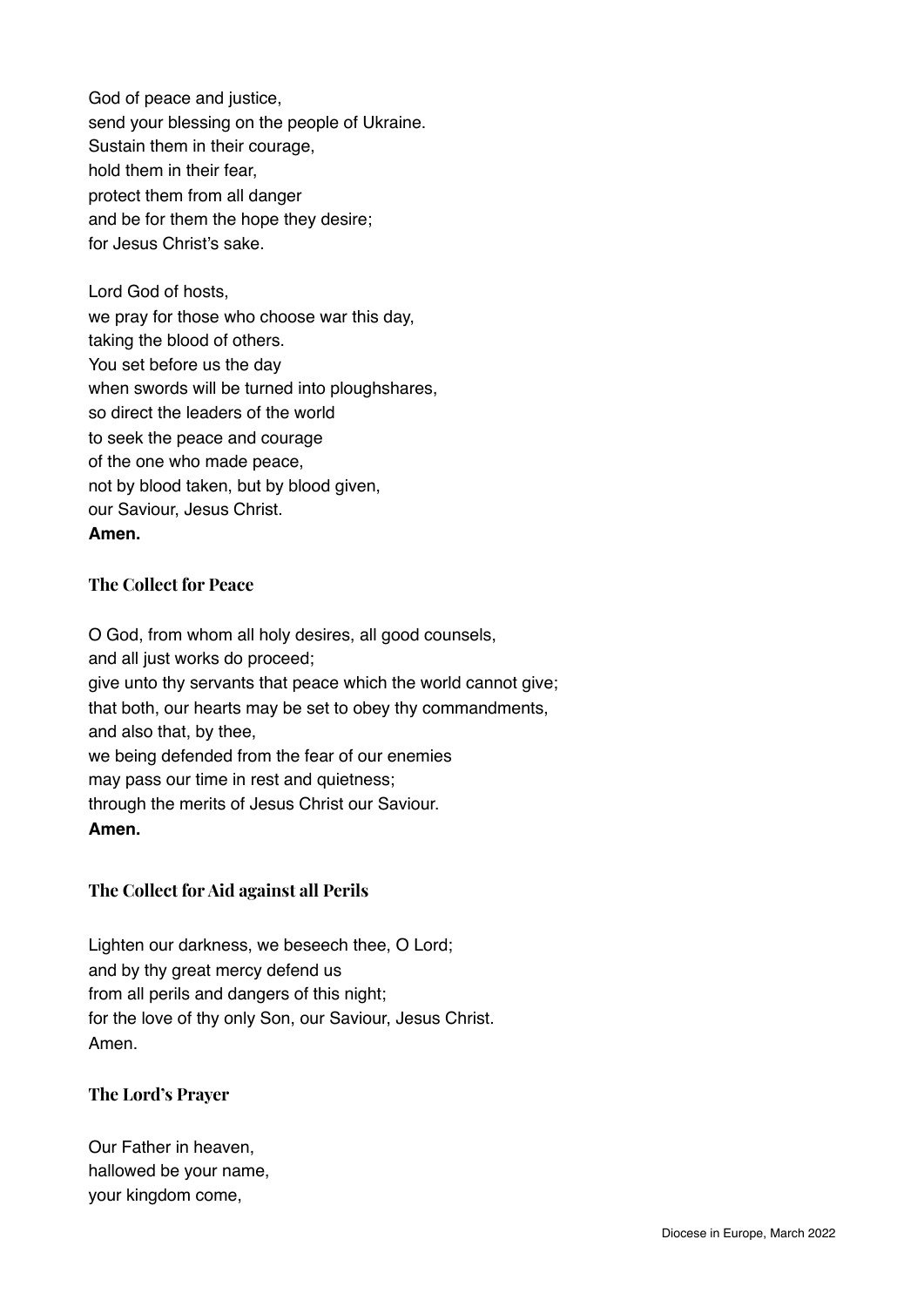God of peace and justice,  
send your blessing on the people of Ukraine.  
Sustain them in their courage,  
hold them in their fear,  
protect them from all danger  
and be for them the hope they desire;  
for Jesus Christ's sake.

Lord God of hosts,  
we pray for those who choose war this day,  
taking the blood of others.  
You set before us the day  
when swords will be turned into ploughshares,  
so direct the leaders of the world  
to seek the peace and courage  
of the one who made peace,  
not by blood taken, but by blood given,  
our Saviour, Jesus Christ.  
**Amen.**

### The Collect for Peace

O God, from whom all holy desires, all good counsels,  
and all just works do proceed;  
give unto thy servants that peace which the world cannot give;  
that both, our hearts may be set to obey thy commandments,  
and also that, by thee,  
we being defended from the fear of our enemies  
may pass our time in rest and quietness;  
through the merits of Jesus Christ our Saviour.  
**Amen.**

### The Collect for Aid against all Perils

Lighten our darkness, we beseech thee, O Lord;  
and by thy great mercy defend us  
from all perils and dangers of this night;  
for the love of thy only Son, our Saviour, Jesus Christ.  
Amen.

### The Lord's Prayer

Our Father in heaven,  
hallowed be your name,  
your kingdom come,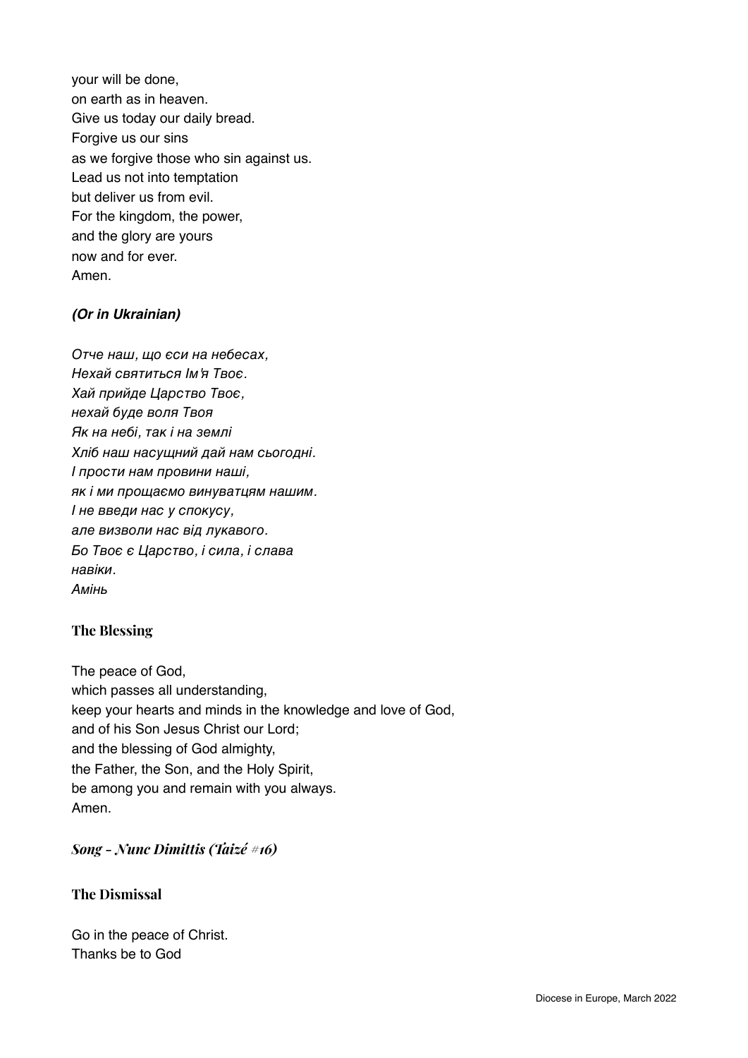your will be done,
on earth as in heaven.
Give us today our daily bread.
Forgive us our sins
as we forgive those who sin against us.
Lead us not into temptation
but deliver us from evil.
For the kingdom, the power,
and the glory are yours
now and for ever.
Amen.

***(Or in Ukrainian)***

*Отче наш, що єси на небесах,*
*Нехай святиться Ім'я Твоє.*
*Хай прийде Царство Твоє,*
*нехай буде воля Твоя*
*Як на небі, так і на землі*
*Хліб наш насущний дай нам сьогодні.*
*І прости нам провини наші,*
*як і ми прощаємо винуватцям нашим.*
*І не введи нас у спокусу,*
*але визволи нас від лукавого.*
*Бо Твоє є Царство, і сила, і слава*
*навіки.*
*Амінь*

## The Blessing

The peace of God,
which passes all understanding,
keep your hearts and minds in the knowledge and love of God,
and of his Son Jesus Christ our Lord;
and the blessing of God almighty,
the Father, the Son, and the Holy Spirit,
be among you and remain with you always.
Amen.

## *Song - Nunc Dimittis (Taizé #16)*

## The Dismissal

Go in the peace of Christ.
Thanks be to God

Diocese in Europe, March 2022